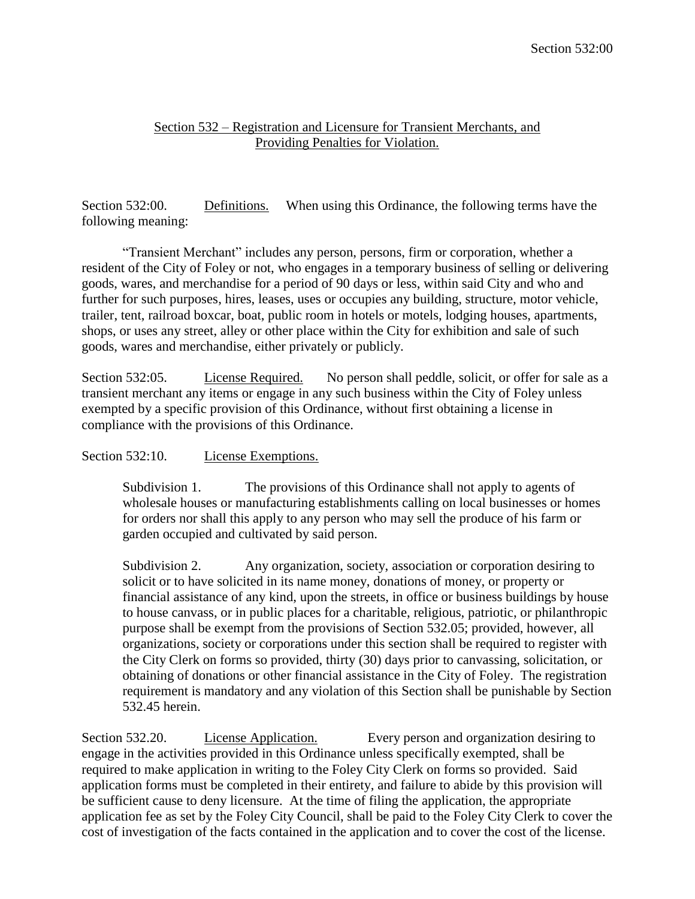## Section 532 – Registration and Licensure for Transient Merchants, and Providing Penalties for Violation.

Section 532:00. Definitions. When using this Ordinance, the following terms have the following meaning:

"Transient Merchant" includes any person, persons, firm or corporation, whether a resident of the City of Foley or not, who engages in a temporary business of selling or delivering goods, wares, and merchandise for a period of 90 days or less, within said City and who and further for such purposes, hires, leases, uses or occupies any building, structure, motor vehicle, trailer, tent, railroad boxcar, boat, public room in hotels or motels, lodging houses, apartments, shops, or uses any street, alley or other place within the City for exhibition and sale of such goods, wares and merchandise, either privately or publicly.

Section 532:05. License Required. No person shall peddle, solicit, or offer for sale as a transient merchant any items or engage in any such business within the City of Foley unless exempted by a specific provision of this Ordinance, without first obtaining a license in compliance with the provisions of this Ordinance.

Section 532:10. License Exemptions.

Subdivision 1. The provisions of this Ordinance shall not apply to agents of wholesale houses or manufacturing establishments calling on local businesses or homes for orders nor shall this apply to any person who may sell the produce of his farm or garden occupied and cultivated by said person.

Subdivision 2. Any organization, society, association or corporation desiring to solicit or to have solicited in its name money, donations of money, or property or financial assistance of any kind, upon the streets, in office or business buildings by house to house canvass, or in public places for a charitable, religious, patriotic, or philanthropic purpose shall be exempt from the provisions of Section 532.05; provided, however, all organizations, society or corporations under this section shall be required to register with the City Clerk on forms so provided, thirty (30) days prior to canvassing, solicitation, or obtaining of donations or other financial assistance in the City of Foley. The registration requirement is mandatory and any violation of this Section shall be punishable by Section 532.45 herein.

Section 532.20. License Application. Every person and organization desiring to engage in the activities provided in this Ordinance unless specifically exempted, shall be required to make application in writing to the Foley City Clerk on forms so provided. Said application forms must be completed in their entirety, and failure to abide by this provision will be sufficient cause to deny licensure. At the time of filing the application, the appropriate application fee as set by the Foley City Council, shall be paid to the Foley City Clerk to cover the cost of investigation of the facts contained in the application and to cover the cost of the license.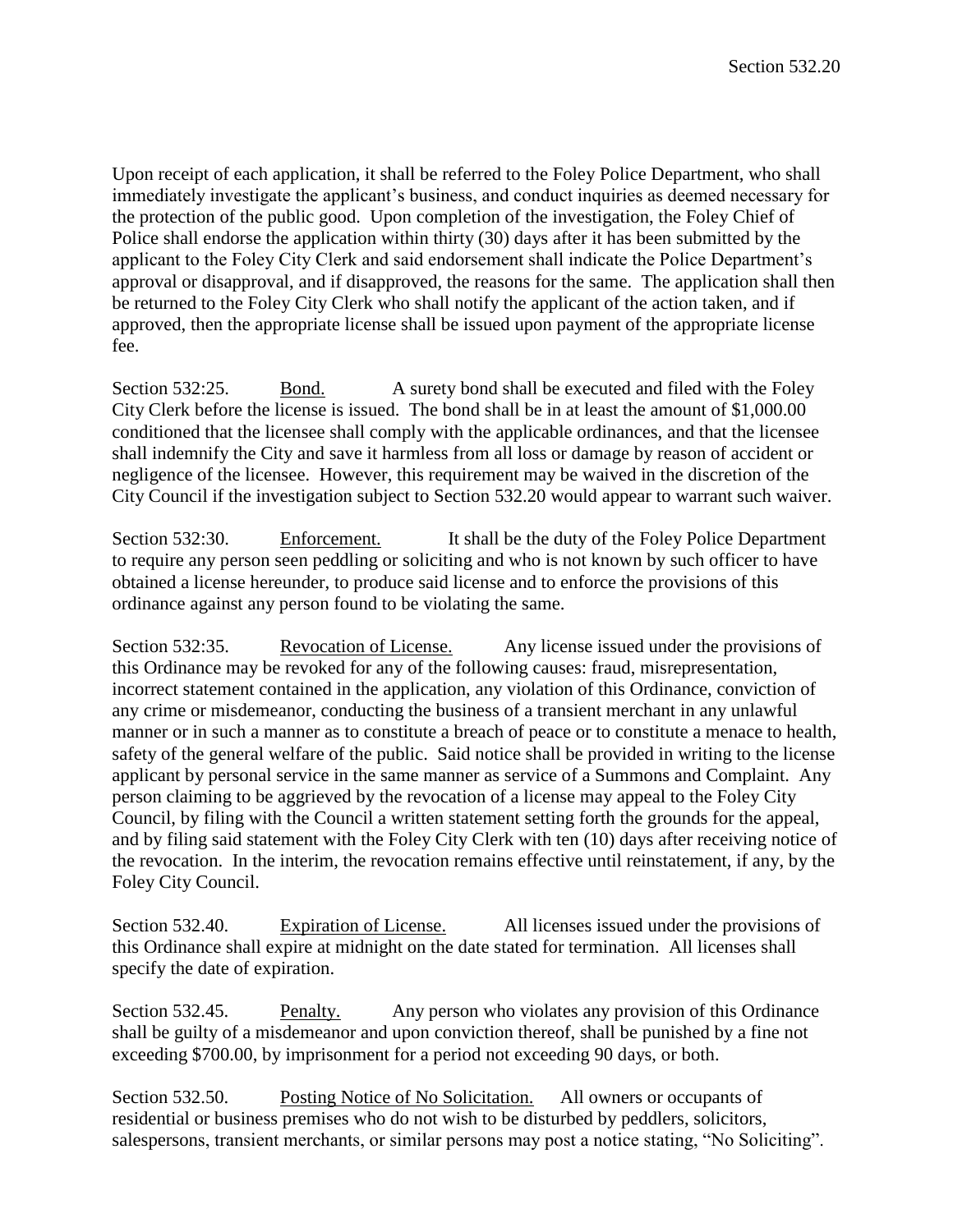Upon receipt of each application, it shall be referred to the Foley Police Department, who shall immediately investigate the applicant's business, and conduct inquiries as deemed necessary for the protection of the public good. Upon completion of the investigation, the Foley Chief of Police shall endorse the application within thirty (30) days after it has been submitted by the applicant to the Foley City Clerk and said endorsement shall indicate the Police Department's approval or disapproval, and if disapproved, the reasons for the same. The application shall then be returned to the Foley City Clerk who shall notify the applicant of the action taken, and if approved, then the appropriate license shall be issued upon payment of the appropriate license fee.

Section 532:25. <u>Bond.</u> A surety bond shall be executed and filed with the Foley City Clerk before the license is issued. The bond shall be in at least the amount of $1,000.00 conditioned that the licensee shall comply with the applicable ordinances, and that the licensee shall indemnify the City and save it harmless from all loss or damage by reason of accident or negligence of the licensee. However, this requirement may be waived in the discretion of the City Council if the investigation subject to Section 532.20 would appear to warrant such waiver.

Section 532:30. <u>Enforcement.</u> It shall be the duty of the Foley Police Department to require any person seen peddling or soliciting and who is not known by such officer to have obtained a license hereunder, to produce said license and to enforce the provisions of this ordinance against any person found to be violating the same.

Section 532:35. <u>Revocation of License.</u> Any license issued under the provisions of this Ordinance may be revoked for any of the following causes: fraud, misrepresentation, incorrect statement contained in the application, any violation of this Ordinance, conviction of any crime or misdemeanor, conducting the business of a transient merchant in any unlawful manner or in such a manner as to constitute a breach of peace or to constitute a menace to health, safety of the general welfare of the public. Said notice shall be provided in writing to the license applicant by personal service in the same manner as service of a Summons and Complaint. Any person claiming to be aggrieved by the revocation of a license may appeal to the Foley City Council, by filing with the Council a written statement setting forth the grounds for the appeal, and by filing said statement with the Foley City Clerk with ten (10) days after receiving notice of the revocation. In the interim, the revocation remains effective until reinstatement, if any, by the Foley City Council.

Section 532.40. <u>Expiration of License.</u> All licenses issued under the provisions of this Ordinance shall expire at midnight on the date stated for termination. All licenses shall specify the date of expiration.

Section 532.45. <u>Penalty.</u> Any person who violates any provision of this Ordinance shall be guilty of a misdemeanor and upon conviction thereof, shall be punished by a fine not exceeding $700.00, by imprisonment for a period not exceeding 90 days, or both.

Section 532.50. <u>Posting Notice of No Solicitation.</u> All owners or occupants of residential or business premises who do not wish to be disturbed by peddlers, solicitors, salespersons, transient merchants, or similar persons may post a notice stating, "No Soliciting".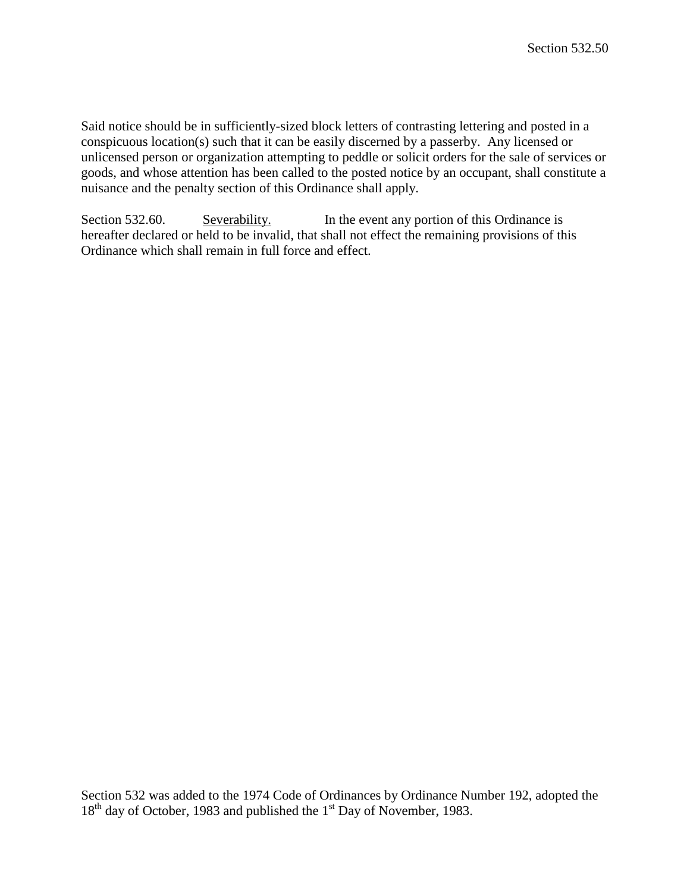Said notice should be in sufficiently-sized block letters of contrasting lettering and posted in a conspicuous location(s) such that it can be easily discerned by a passerby. Any licensed or unlicensed person or organization attempting to peddle or solicit orders for the sale of services or goods, and whose attention has been called to the posted notice by an occupant, shall constitute a nuisance and the penalty section of this Ordinance shall apply.

Section 532.60. Severability. In the event any portion of this Ordinance is hereafter declared or held to be invalid, that shall not effect the remaining provisions of this Ordinance which shall remain in full force and effect.

Section 532 was added to the 1974 Code of Ordinances by Ordinance Number 192, adopted the 18th day of October, 1983 and published the 1st Day of November, 1983.